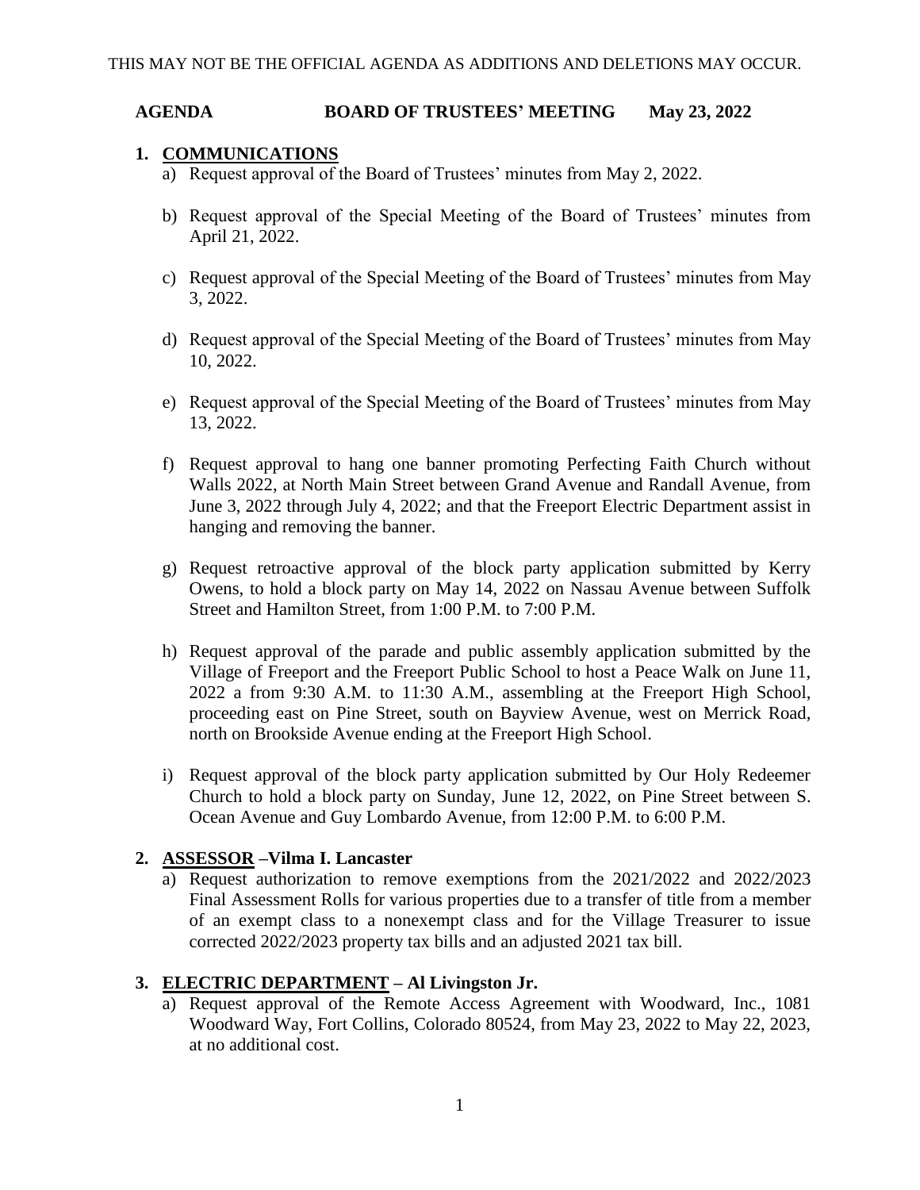THIS MAY NOT BE THE OFFICIAL AGENDA AS ADDITIONS AND DELETIONS MAY OCCUR.

**AGENDA BOARD OF TRUSTEES' MEETING May 23, 2022**

## 1. COMMUNICATIONS

a) Request approval of the Board of Trustees' minutes from May 2, 2022.

b) Request approval of the Special Meeting of the Board of Trustees' minutes from April 21, 2022.

c) Request approval of the Special Meeting of the Board of Trustees' minutes from May 3, 2022.

d) Request approval of the Special Meeting of the Board of Trustees' minutes from May 10, 2022.

e) Request approval of the Special Meeting of the Board of Trustees' minutes from May 13, 2022.

f) Request approval to hang one banner promoting Perfecting Faith Church without Walls 2022, at North Main Street between Grand Avenue and Randall Avenue, from June 3, 2022 through July 4, 2022; and that the Freeport Electric Department assist in hanging and removing the banner.

g) Request retroactive approval of the block party application submitted by Kerry Owens, to hold a block party on May 14, 2022 on Nassau Avenue between Suffolk Street and Hamilton Street, from 1:00 P.M. to 7:00 P.M.

h) Request approval of the parade and public assembly application submitted by the Village of Freeport and the Freeport Public School to host a Peace Walk on June 11, 2022 a from 9:30 A.M. to 11:30 A.M., assembling at the Freeport High School, proceeding east on Pine Street, south on Bayview Avenue, west on Merrick Road, north on Brookside Avenue ending at the Freeport High School.

i) Request approval of the block party application submitted by Our Holy Redeemer Church to hold a block party on Sunday, June 12, 2022, on Pine Street between S. Ocean Avenue and Guy Lombardo Avenue, from 12:00 P.M. to 6:00 P.M.

## 2. ASSESSOR –Vilma I. Lancaster

a) Request authorization to remove exemptions from the 2021/2022 and 2022/2023 Final Assessment Rolls for various properties due to a transfer of title from a member of an exempt class to a nonexempt class and for the Village Treasurer to issue corrected 2022/2023 property tax bills and an adjusted 2021 tax bill.

## 3. ELECTRIC DEPARTMENT – Al Livingston Jr.

a) Request approval of the Remote Access Agreement with Woodward, Inc., 1081 Woodward Way, Fort Collins, Colorado 80524, from May 23, 2022 to May 22, 2023, at no additional cost.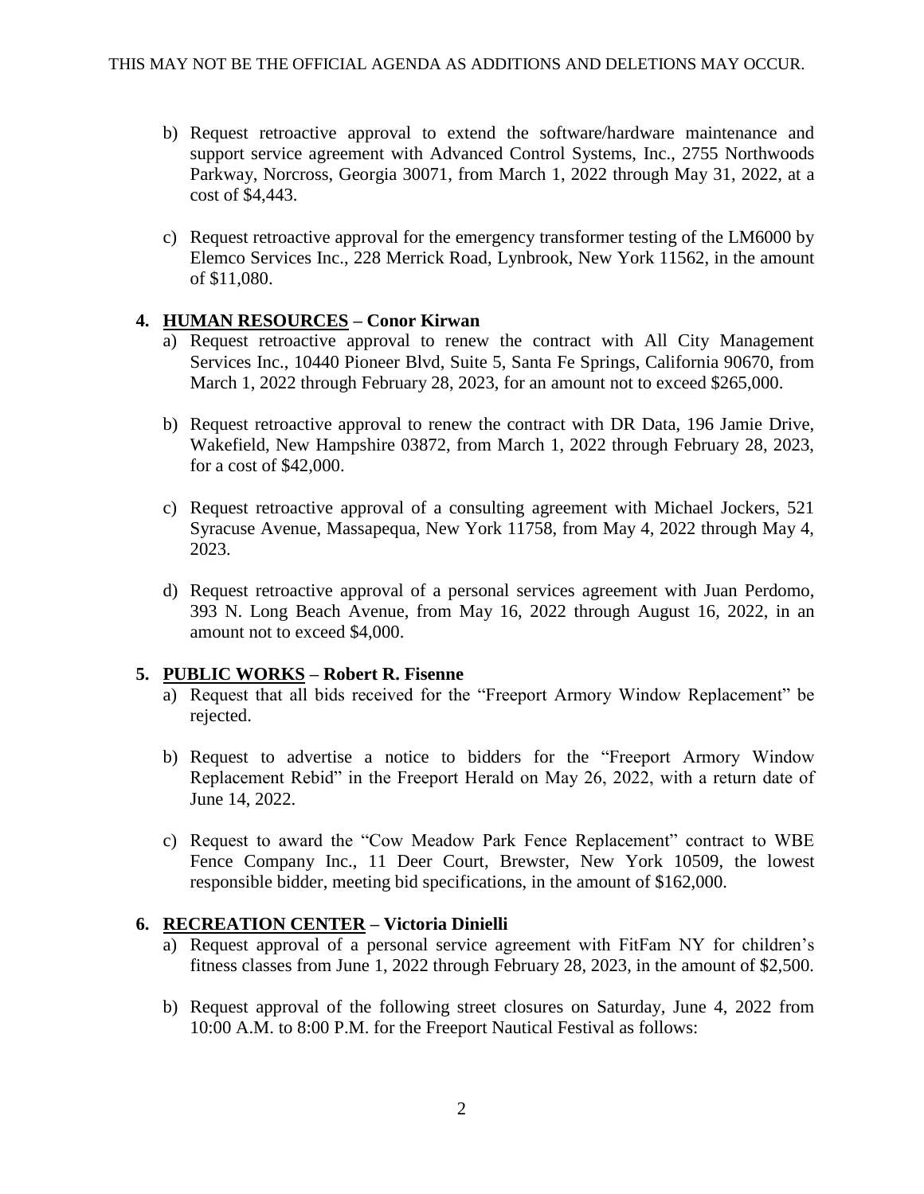THIS MAY NOT BE THE OFFICIAL AGENDA AS ADDITIONS AND DELETIONS MAY OCCUR.

b) Request retroactive approval to extend the software/hardware maintenance and support service agreement with Advanced Control Systems, Inc., 2755 Northwoods Parkway, Norcross, Georgia 30071, from March 1, 2022 through May 31, 2022, at a cost of $4,443.

c) Request retroactive approval for the emergency transformer testing of the LM6000 by Elemco Services Inc., 228 Merrick Road, Lynbrook, New York 11562, in the amount of $11,080.

**4. HUMAN RESOURCES – Conor Kirwan**

a) Request retroactive approval to renew the contract with All City Management Services Inc., 10440 Pioneer Blvd, Suite 5, Santa Fe Springs, California 90670, from March 1, 2022 through February 28, 2023, for an amount not to exceed $265,000.

b) Request retroactive approval to renew the contract with DR Data, 196 Jamie Drive, Wakefield, New Hampshire 03872, from March 1, 2022 through February 28, 2023, for a cost of $42,000.

c) Request retroactive approval of a consulting agreement with Michael Jockers, 521 Syracuse Avenue, Massapequa, New York 11758, from May 4, 2022 through May 4, 2023.

d) Request retroactive approval of a personal services agreement with Juan Perdomo, 393 N. Long Beach Avenue, from May 16, 2022 through August 16, 2022, in an amount not to exceed $4,000.

**5. PUBLIC WORKS – Robert R. Fisenne**

a) Request that all bids received for the "Freeport Armory Window Replacement" be rejected.

b) Request to advertise a notice to bidders for the "Freeport Armory Window Replacement Rebid" in the Freeport Herald on May 26, 2022, with a return date of June 14, 2022.

c) Request to award the "Cow Meadow Park Fence Replacement" contract to WBE Fence Company Inc., 11 Deer Court, Brewster, New York 10509, the lowest responsible bidder, meeting bid specifications, in the amount of $162,000.

**6. RECREATION CENTER – Victoria Dinielli**

a) Request approval of a personal service agreement with FitFam NY for children's fitness classes from June 1, 2022 through February 28, 2023, in the amount of $2,500.

b) Request approval of the following street closures on Saturday, June 4, 2022 from 10:00 A.M. to 8:00 P.M. for the Freeport Nautical Festival as follows: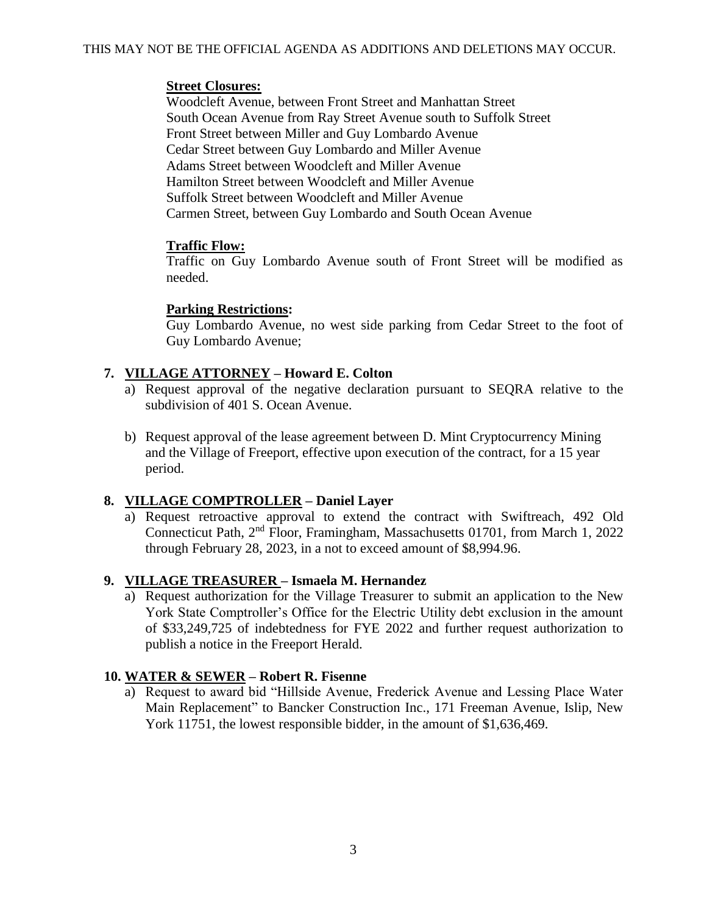THIS MAY NOT BE THE OFFICIAL AGENDA AS ADDITIONS AND DELETIONS MAY OCCUR.

**Street Closures:**
Woodcleft Avenue, between Front Street and Manhattan Street
South Ocean Avenue from Ray Street Avenue south to Suffolk Street
Front Street between Miller and Guy Lombardo Avenue
Cedar Street between Guy Lombardo and Miller Avenue
Adams Street between Woodcleft and Miller Avenue
Hamilton Street between Woodcleft and Miller Avenue
Suffolk Street between Woodcleft and Miller Avenue
Carmen Street, between Guy Lombardo and South Ocean Avenue

**Traffic Flow:**
Traffic on Guy Lombardo Avenue south of Front Street will be modified as needed.

**Parking Restrictions:**
Guy Lombardo Avenue, no west side parking from Cedar Street to the foot of Guy Lombardo Avenue;

**7. VILLAGE ATTORNEY – Howard E. Colton**

a) Request approval of the negative declaration pursuant to SEQRA relative to the subdivision of 401 S. Ocean Avenue.

b) Request approval of the lease agreement between D. Mint Cryptocurrency Mining and the Village of Freeport, effective upon execution of the contract, for a 15 year period.

**8. VILLAGE COMPTROLLER – Daniel Layer**

a) Request retroactive approval to extend the contract with Swiftreach, 492 Old Connecticut Path, 2nd Floor, Framingham, Massachusetts 01701, from March 1, 2022 through February 28, 2023, in a not to exceed amount of $8,994.96.

**9. VILLAGE TREASURER – Ismaela M. Hernandez**

a) Request authorization for the Village Treasurer to submit an application to the New York State Comptroller's Office for the Electric Utility debt exclusion in the amount of $33,249,725 of indebtedness for FYE 2022 and further request authorization to publish a notice in the Freeport Herald.

**10. WATER & SEWER – Robert R. Fisenne**

a) Request to award bid "Hillside Avenue, Frederick Avenue and Lessing Place Water Main Replacement" to Bancker Construction Inc., 171 Freeman Avenue, Islip, New York 11751, the lowest responsible bidder, in the amount of $1,636,469.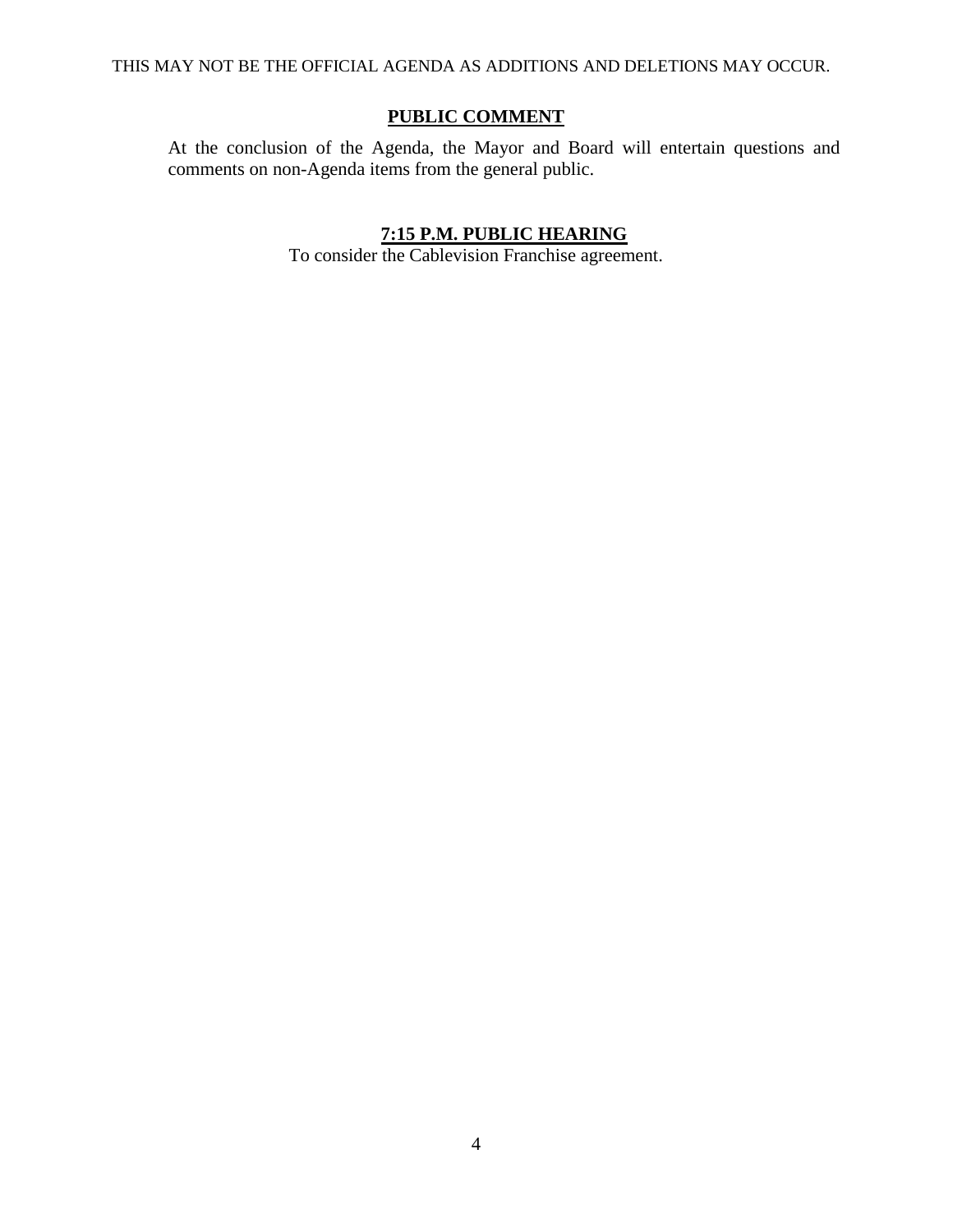THIS MAY NOT BE THE OFFICIAL AGENDA AS ADDITIONS AND DELETIONS MAY OCCUR.

## PUBLIC COMMENT

At the conclusion of the Agenda, the Mayor and Board will entertain questions and comments on non-Agenda items from the general public.

## 7:15 P.M. PUBLIC HEARING

To consider the Cablevision Franchise agreement.